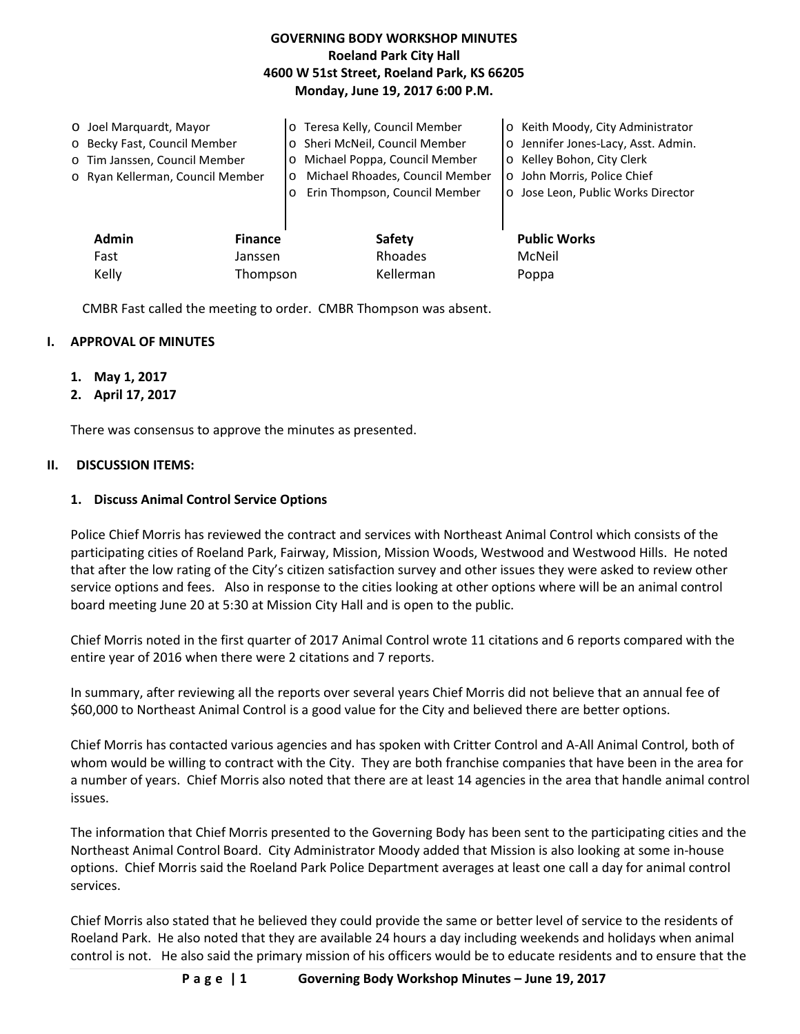**GOVERNING BODY WORKSHOP MINUTES**
**Roeland Park City Hall**
**4600 W 51st Street, Roeland Park, KS 66205**
**Monday, June 19, 2017 6:00 P.M.**

- o Joel Marquardt, Mayor
- o Becky Fast, Council Member
- o Tim Janssen, Council Member
- o Ryan Kellerman, Council Member
- o Teresa Kelly, Council Member
- o Sheri McNeil, Council Member
- o Michael Poppa, Council Member
- o Michael Rhoades, Council Member
- o Erin Thompson, Council Member
- o Keith Moody, City Administrator
- o Jennifer Jones-Lacy, Asst. Admin.
- o Kelley Bohon, City Clerk
- o John Morris, Police Chief
- o Jose Leon, Public Works Director

| Admin | Finance | Safety | Public Works |
|---|---|---|---|
| Fast | Janssen | Rhoades | McNeil |
| Kelly | Thompson | Kellerman | Poppa |

CMBR Fast called the meeting to order. CMBR Thompson was absent.

## I. APPROVAL OF MINUTES

1. **May 1, 2017**
2. **April 17, 2017**

There was consensus to approve the minutes as presented.

## II. DISCUSSION ITEMS:

### 1. Discuss Animal Control Service Options

Police Chief Morris has reviewed the contract and services with Northeast Animal Control which consists of the participating cities of Roeland Park, Fairway, Mission, Mission Woods, Westwood and Westwood Hills. He noted that after the low rating of the City's citizen satisfaction survey and other issues they were asked to review other service options and fees. Also in response to the cities looking at other options where will be an animal control board meeting June 20 at 5:30 at Mission City Hall and is open to the public.

Chief Morris noted in the first quarter of 2017 Animal Control wrote 11 citations and 6 reports compared with the entire year of 2016 when there were 2 citations and 7 reports.

In summary, after reviewing all the reports over several years Chief Morris did not believe that an annual fee of $60,000 to Northeast Animal Control is a good value for the City and believed there are better options.

Chief Morris has contacted various agencies and has spoken with Critter Control and A-All Animal Control, both of whom would be willing to contract with the City. They are both franchise companies that have been in the area for a number of years. Chief Morris also noted that there are at least 14 agencies in the area that handle animal control issues.

The information that Chief Morris presented to the Governing Body has been sent to the participating cities and the Northeast Animal Control Board. City Administrator Moody added that Mission is also looking at some in-house options. Chief Morris said the Roeland Park Police Department averages at least one call a day for animal control services.

Chief Morris also stated that he believed they could provide the same or better level of service to the residents of Roeland Park. He also noted that they are available 24 hours a day including weekends and holidays when animal control is not. He also said the primary mission of his officers would be to educate residents and to ensure that the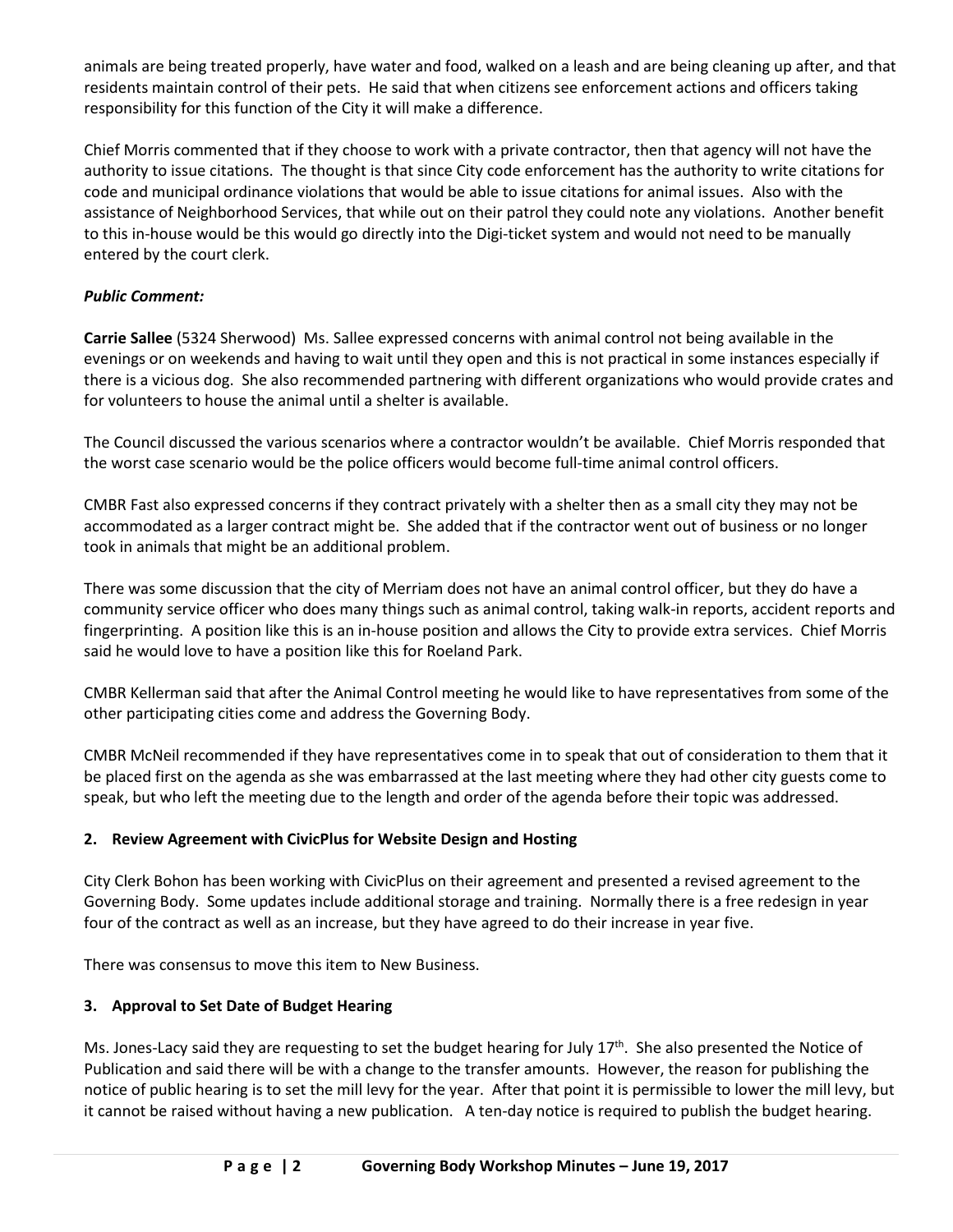animals are being treated properly, have water and food, walked on a leash and are being cleaning up after, and that residents maintain control of their pets. He said that when citizens see enforcement actions and officers taking responsibility for this function of the City it will make a difference.

Chief Morris commented that if they choose to work with a private contractor, then that agency will not have the authority to issue citations. The thought is that since City code enforcement has the authority to write citations for code and municipal ordinance violations that would be able to issue citations for animal issues. Also with the assistance of Neighborhood Services, that while out on their patrol they could note any violations. Another benefit to this in-house would be this would go directly into the Digi-ticket system and would not need to be manually entered by the court clerk.

***Public Comment:***

**Carrie Sallee** (5324 Sherwood) Ms. Sallee expressed concerns with animal control not being available in the evenings or on weekends and having to wait until they open and this is not practical in some instances especially if there is a vicious dog. She also recommended partnering with different organizations who would provide crates and for volunteers to house the animal until a shelter is available.

The Council discussed the various scenarios where a contractor wouldn't be available. Chief Morris responded that the worst case scenario would be the police officers would become full-time animal control officers.

CMBR Fast also expressed concerns if they contract privately with a shelter then as a small city they may not be accommodated as a larger contract might be. She added that if the contractor went out of business or no longer took in animals that might be an additional problem.

There was some discussion that the city of Merriam does not have an animal control officer, but they do have a community service officer who does many things such as animal control, taking walk-in reports, accident reports and fingerprinting. A position like this is an in-house position and allows the City to provide extra services. Chief Morris said he would love to have a position like this for Roeland Park.

CMBR Kellerman said that after the Animal Control meeting he would like to have representatives from some of the other participating cities come and address the Governing Body.

CMBR McNeil recommended if they have representatives come in to speak that out of consideration to them that it be placed first on the agenda as she was embarrassed at the last meeting where they had other city guests come to speak, but who left the meeting due to the length and order of the agenda before their topic was addressed.

**2. Review Agreement with CivicPlus for Website Design and Hosting**

City Clerk Bohon has been working with CivicPlus on their agreement and presented a revised agreement to the Governing Body. Some updates include additional storage and training. Normally there is a free redesign in year four of the contract as well as an increase, but they have agreed to do their increase in year five.

There was consensus to move this item to New Business.

**3. Approval to Set Date of Budget Hearing**

Ms. Jones-Lacy said they are requesting to set the budget hearing for July 17th. She also presented the Notice of Publication and said there will be with a change to the transfer amounts. However, the reason for publishing the notice of public hearing is to set the mill levy for the year. After that point it is permissible to lower the mill levy, but it cannot be raised without having a new publication. A ten-day notice is required to publish the budget hearing.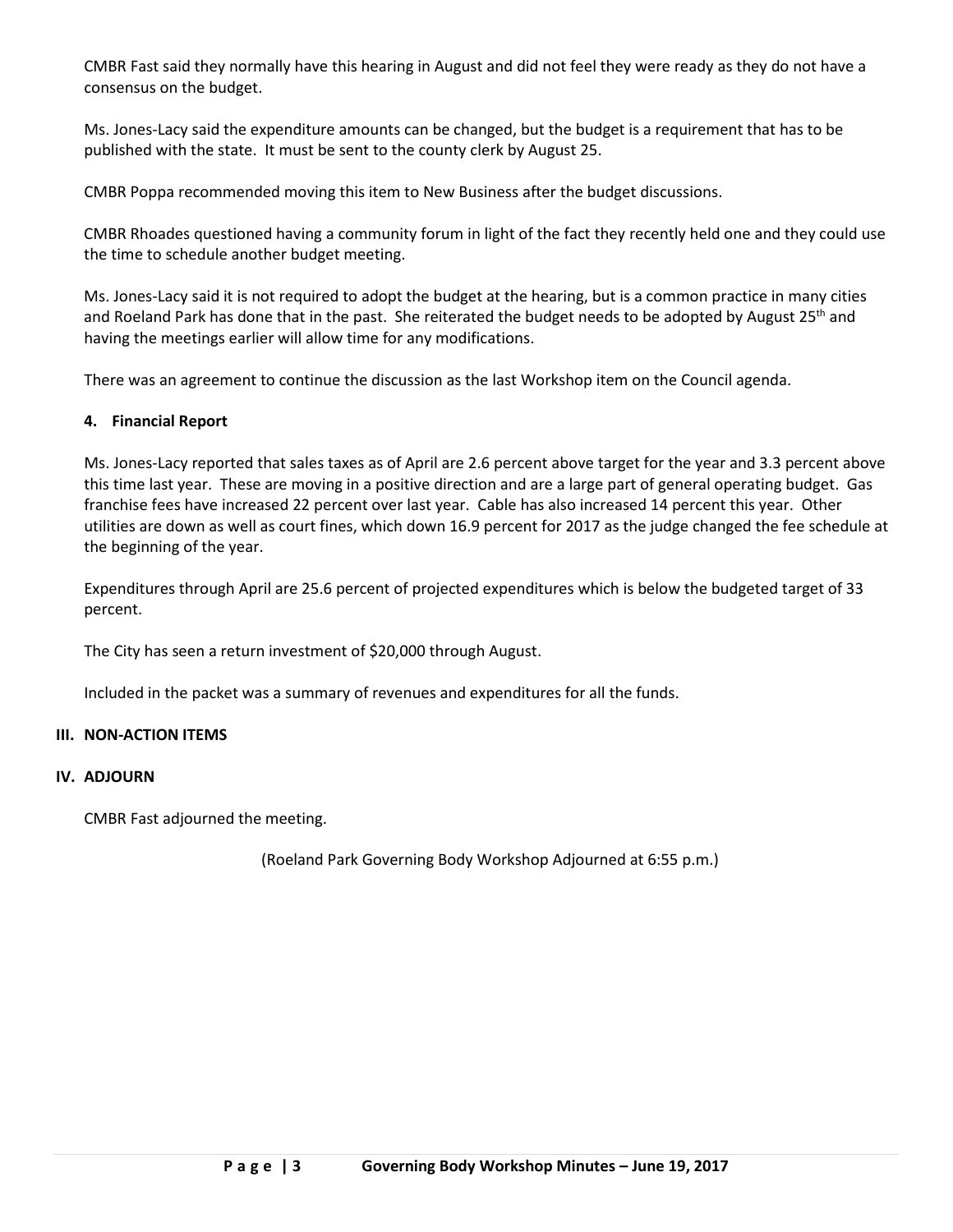CMBR Fast said they normally have this hearing in August and did not feel they were ready as they do not have a consensus on the budget.

Ms. Jones-Lacy said the expenditure amounts can be changed, but the budget is a requirement that has to be published with the state. It must be sent to the county clerk by August 25.

CMBR Poppa recommended moving this item to New Business after the budget discussions.

CMBR Rhoades questioned having a community forum in light of the fact they recently held one and they could use the time to schedule another budget meeting.

Ms. Jones-Lacy said it is not required to adopt the budget at the hearing, but is a common practice in many cities and Roeland Park has done that in the past. She reiterated the budget needs to be adopted by August 25th and having the meetings earlier will allow time for any modifications.

There was an agreement to continue the discussion as the last Workshop item on the Council agenda.

**4. Financial Report**

Ms. Jones-Lacy reported that sales taxes as of April are 2.6 percent above target for the year and 3.3 percent above this time last year. These are moving in a positive direction and are a large part of general operating budget. Gas franchise fees have increased 22 percent over last year. Cable has also increased 14 percent this year. Other utilities are down as well as court fines, which down 16.9 percent for 2017 as the judge changed the fee schedule at the beginning of the year.

Expenditures through April are 25.6 percent of projected expenditures which is below the budgeted target of 33 percent.

The City has seen a return investment of $20,000 through August.

Included in the packet was a summary of revenues and expenditures for all the funds.

## III. NON-ACTION ITEMS

## IV. ADJOURN

CMBR Fast adjourned the meeting.

(Roeland Park Governing Body Workshop Adjourned at 6:55 p.m.)